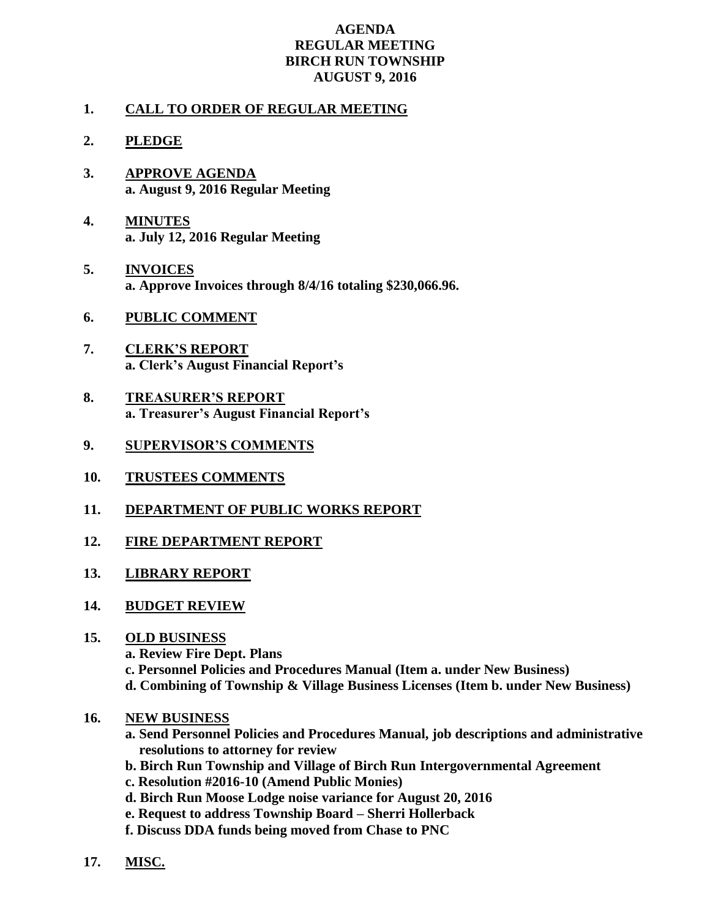# AGENDA
## REGULAR MEETING
## BIRCH RUN TOWNSHIP
## AUGUST 9, 2016

**1. CALL TO ORDER OF REGULAR MEETING**

**2. PLEDGE**

**3. APPROVE AGENDA**
**a. August 9, 2016 Regular Meeting**

**4. MINUTES**
**a. July 12, 2016 Regular Meeting**

**5. INVOICES**
**a. Approve Invoices through 8/4/16 totaling $230,066.96.**

**6. PUBLIC COMMENT**

**7. CLERK'S REPORT**
**a. Clerk's August Financial Report's**

**8. TREASURER'S REPORT**
**a. Treasurer's August Financial Report's**

**9. SUPERVISOR'S COMMENTS**

**10. TRUSTEES COMMENTS**

**11. DEPARTMENT OF PUBLIC WORKS REPORT**

**12. FIRE DEPARTMENT REPORT**

**13. LIBRARY REPORT**

**14. BUDGET REVIEW**

**15. OLD BUSINESS**
**a. Review Fire Dept. Plans**
**c. Personnel Policies and Procedures Manual (Item a. under New Business)**
**d. Combining of Township & Village Business Licenses (Item b. under New Business)**

**16. NEW BUSINESS**
**a. Send Personnel Policies and Procedures Manual, job descriptions and administrative resolutions to attorney for review**
**b. Birch Run Township and Village of Birch Run Intergovernmental Agreement**
**c. Resolution #2016-10 (Amend Public Monies)**
**d. Birch Run Moose Lodge noise variance for August 20, 2016**
**e. Request to address Township Board – Sherri Hollerback**
**f. Discuss DDA funds being moved from Chase to PNC**

**17. MISC.**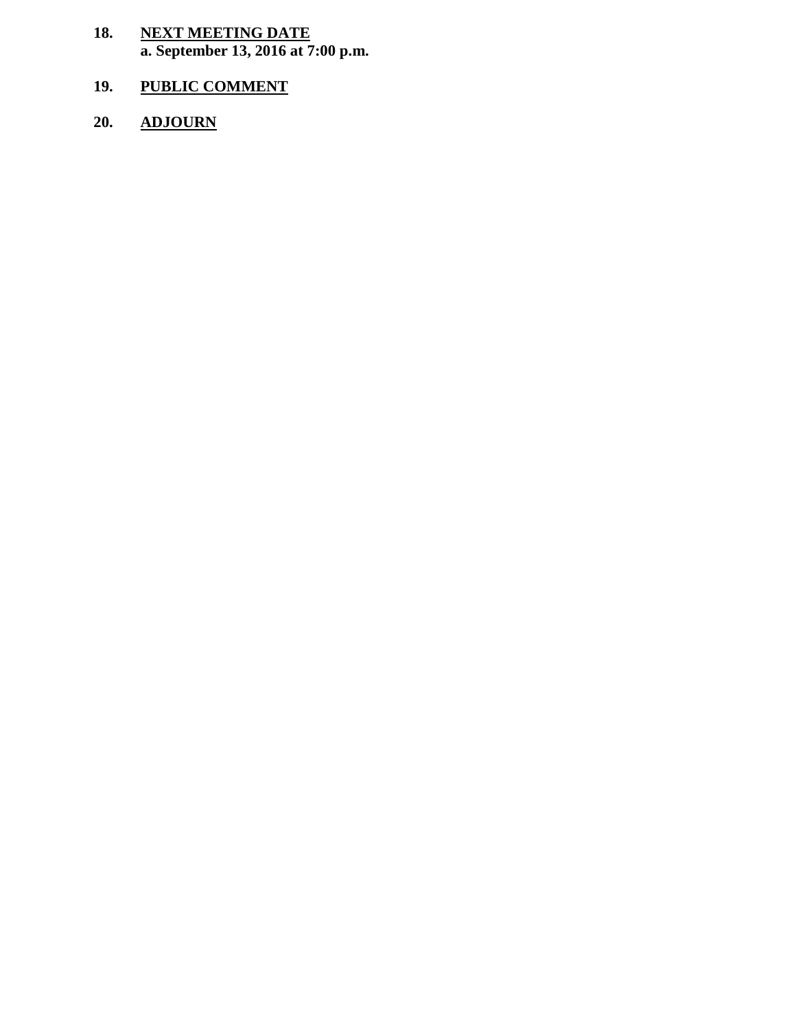**18. <u>NEXT MEETING DATE</u>**
**a. September 13, 2016 at 7:00 p.m.**

**19. <u>PUBLIC COMMENT</u>**

**20. <u>ADJOURN</u>**